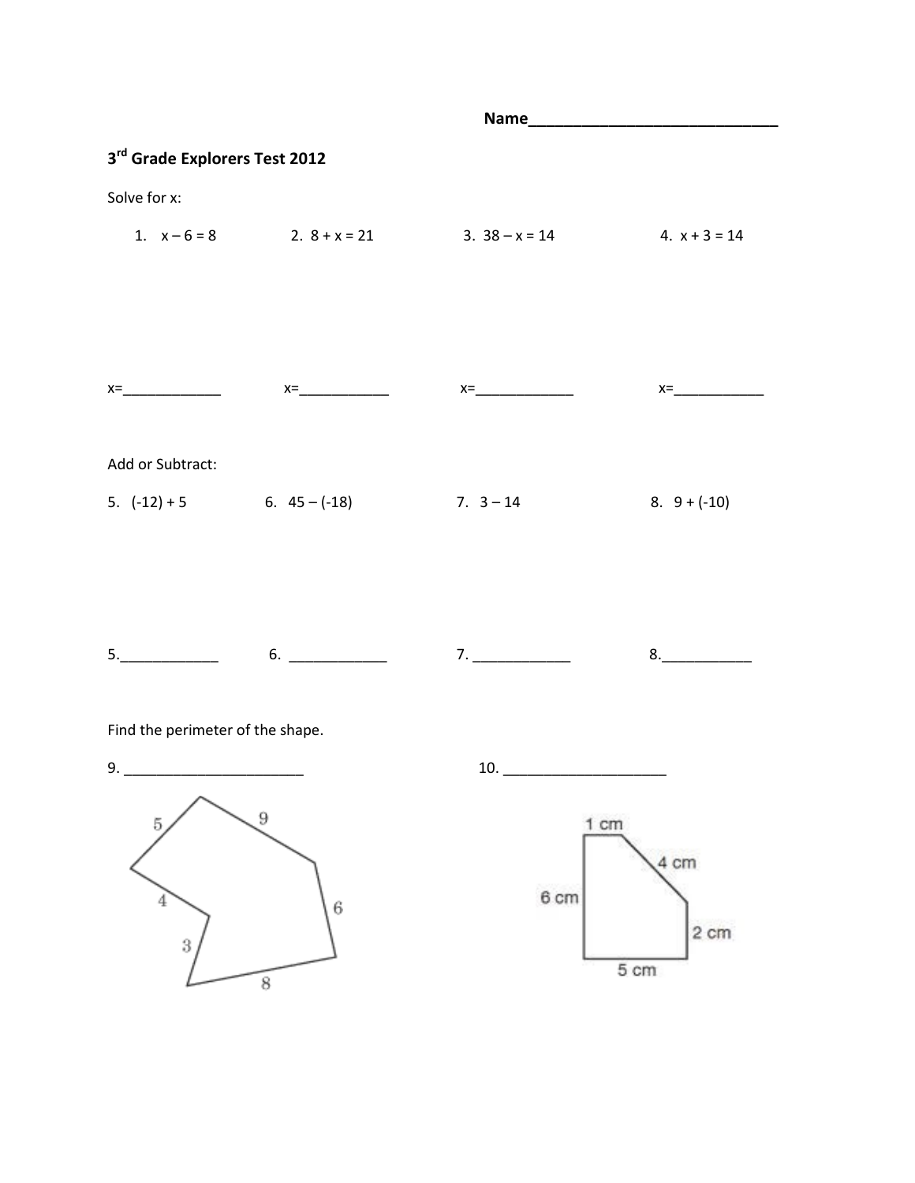Name______________________________

## 3rd Grade Explorers Test 2012

Solve for x:

1. $x - 6 = 8$
2. $8 + x = 21$
3. $38 - x = 14$
4. $x + 3 = 14$

x=____________ x=___________ x=____________ x=___________

Add or Subtract:

5. $(-12) + 5$
6. $45 - (-18)$
7. $3 - 14$
8. $9 + (-10)$

5.____________ 6. ____________ 7. ____________ 8.___________

Find the perimeter of the shape.

9. ______________________

5, 9, 4, 6, 3, 8

10. ___________________

1 cm, 4 cm, 6 cm, 2 cm, 5 cm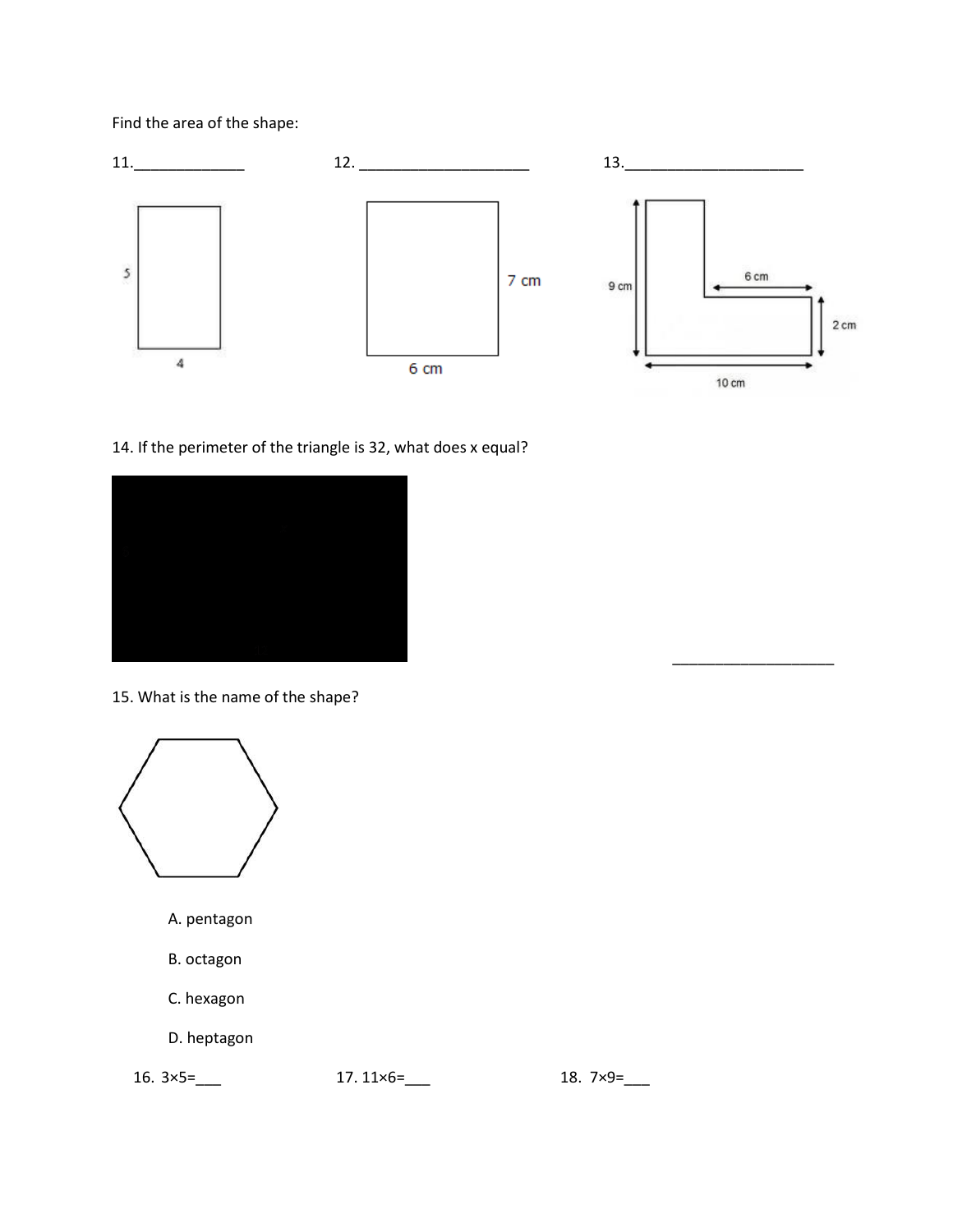Find the area of the shape:

11.\_\_\_\_\_\_\_\_\_\_\_\_\_ 12. \_\_\_\_\_\_\_\_\_\_\_\_\_\_\_\_\_\_\_\_ 13.\_\_\_\_\_\_\_\_\_\_\_\_\_\_\_\_\_\_\_\_\_

5

4

7 cm

6 cm

9 cm

6 cm

2 cm

10 cm

14. If the perimeter of the triangle is 32, what does x equal?

\_\_\_\_\_\_\_\_\_\_\_\_\_\_\_\_\_\_\_

15. What is the name of the shape?

A. pentagon

B. octagon

C. hexagon

D. heptagon

16. $3 \times 5 =$\_\_\_ 17. $11 \times 6 =$\_\_\_ 18. $7 \times 9 =$\_\_\_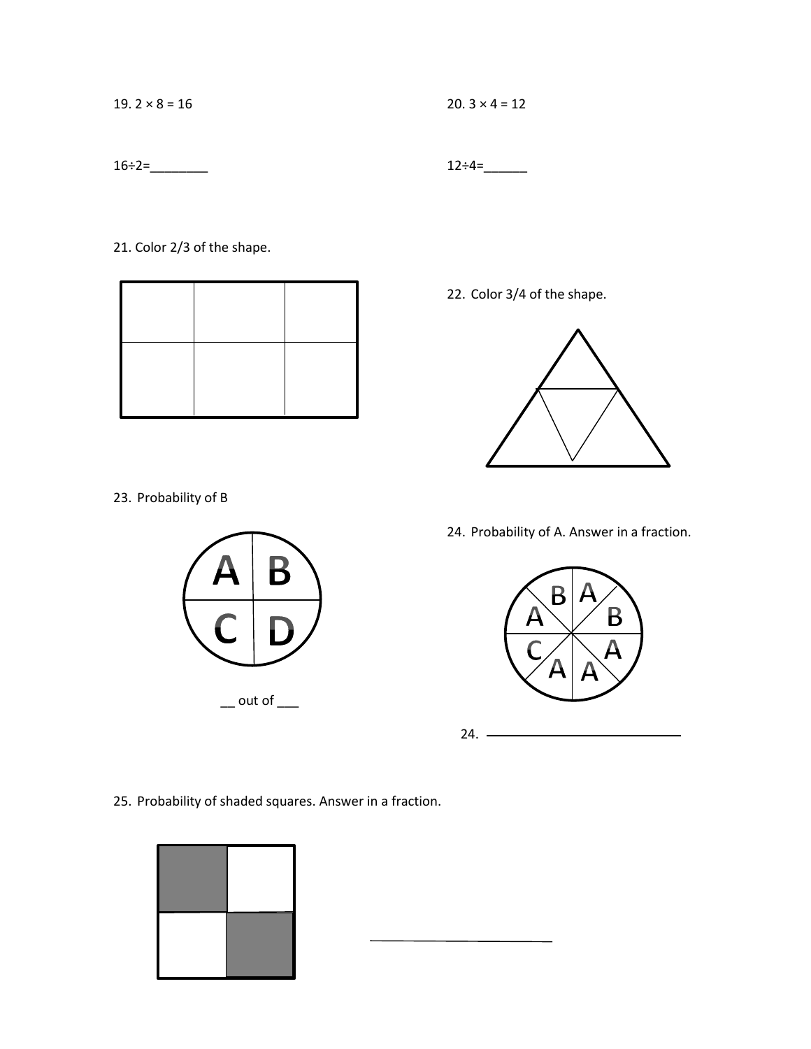19. $2 \times 8 = 16$

$16 \div 2 =$________

20. $3 \times 4 = 12$

$12 \div 4 =$______

21. Color 2/3 of the shape.

22. Color 3/4 of the shape.

23. Probability of B

A B
C D

__ out of ___

24. Probability of A. Answer in a fraction.

B A
A B
C A
A A

24. ____________________

25. Probability of shaded squares. Answer in a fraction.

____________________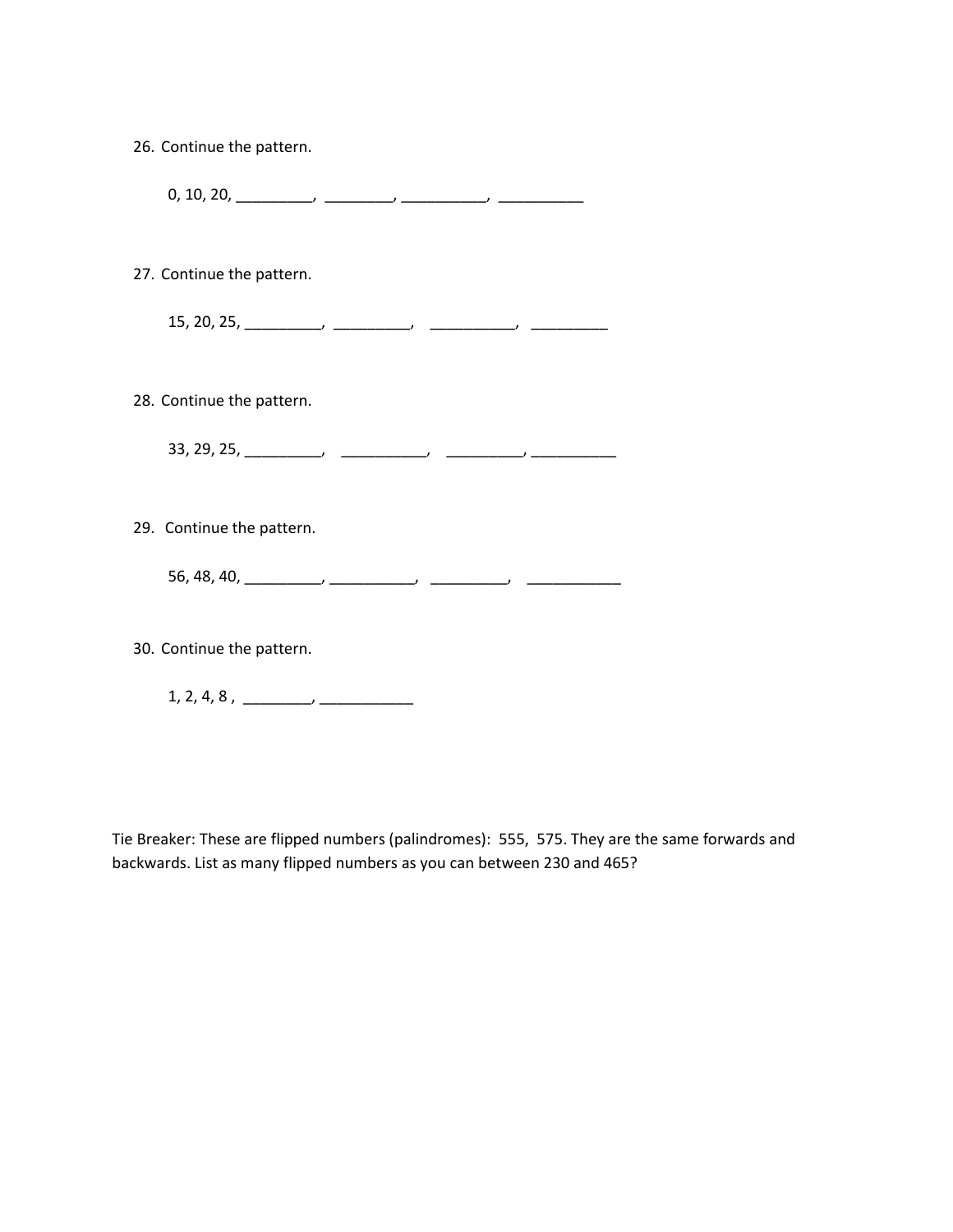26. Continue the pattern.

    0, 10, 20, _________, ________, __________, __________

27. Continue the pattern.

    15, 20, 25, _________, _________, __________, _________

28. Continue the pattern.

    33, 29, 25, _________, __________, _________, __________

29. Continue the pattern.

    56, 48, 40, _________, __________, _________, ___________

30. Continue the pattern.

    1, 2, 4, 8 , ________, ___________

Tie Breaker: These are flipped numbers (palindromes): 555, 575. They are the same forwards and backwards. List as many flipped numbers as you can between 230 and 465?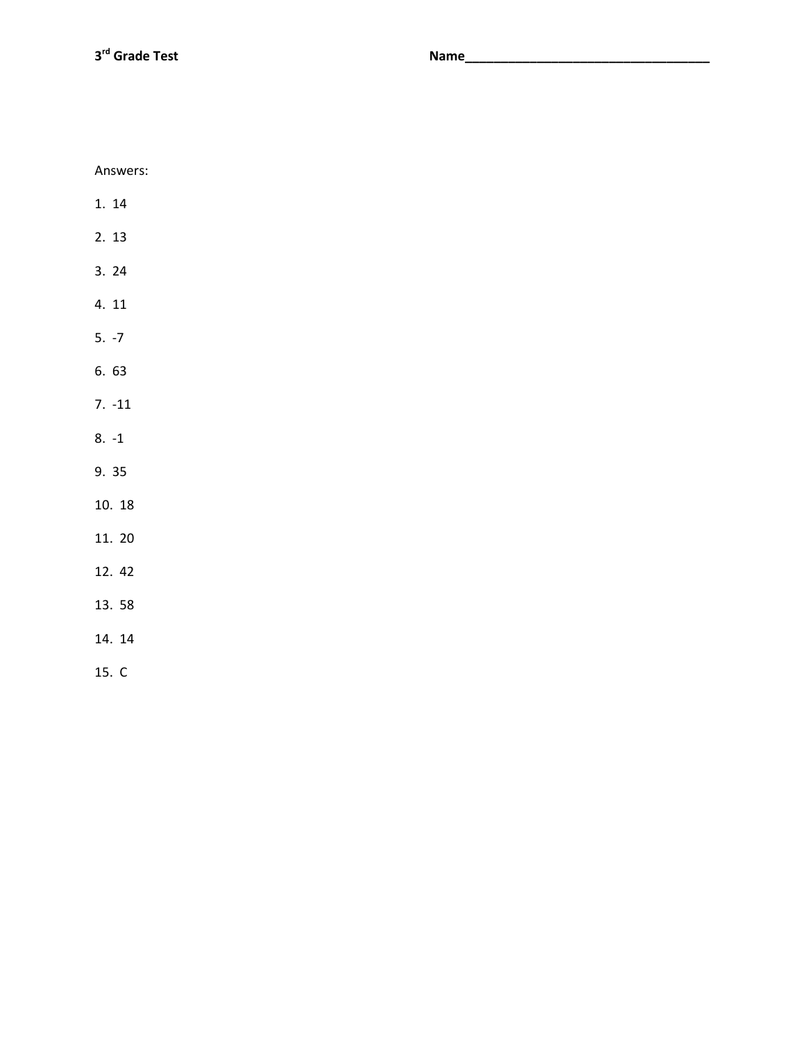**3rd Grade Test** **Name___________________________________**

Answers:

1. 14
2. 13
3. 24
4. 11
5. -7
6. 63
7. -11
8. -1
9. 35
10. 18
11. 20
12. 42
13. 58
14. 14
15. C